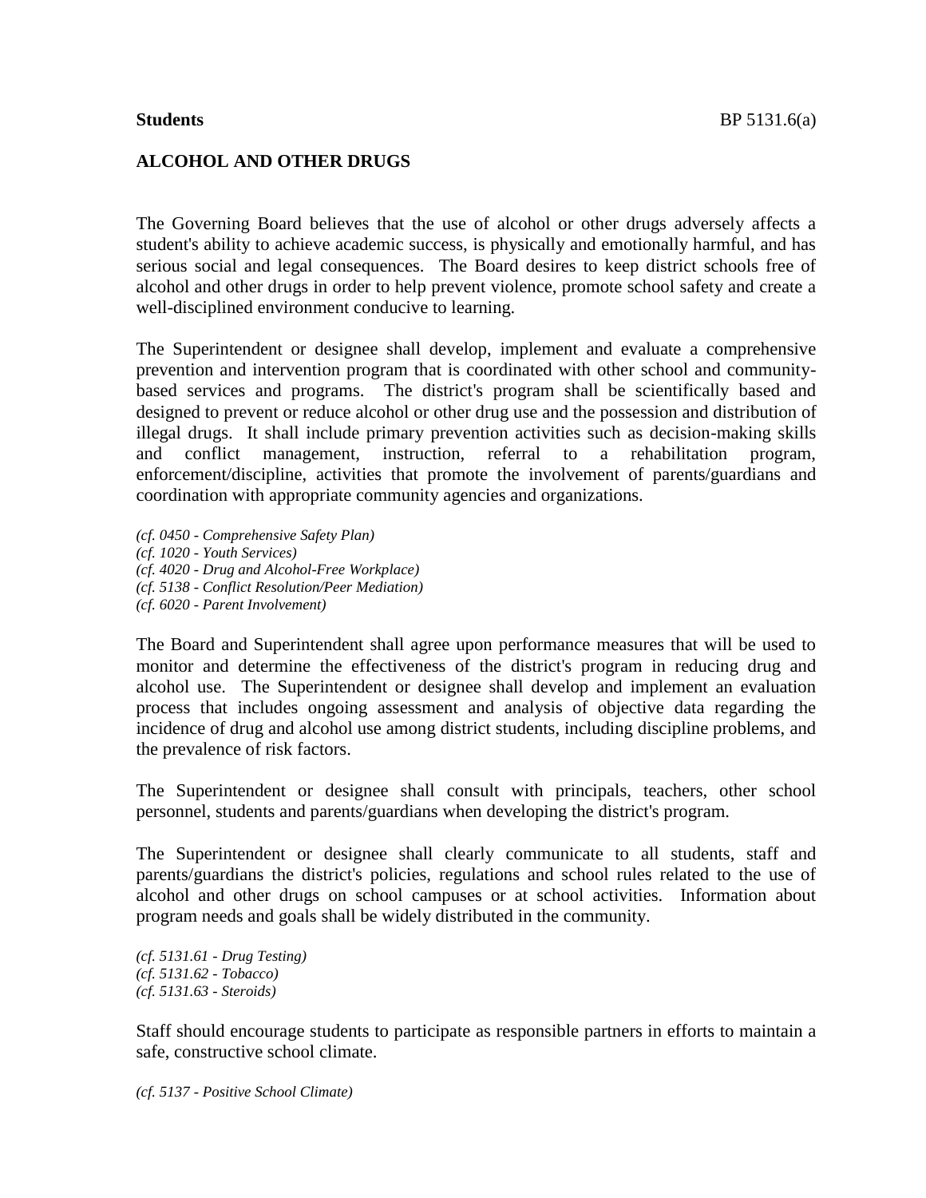**Students** BP 5131.6(a)

## ALCOHOL AND OTHER DRUGS

The Governing Board believes that the use of alcohol or other drugs adversely affects a student's ability to achieve academic success, is physically and emotionally harmful, and has serious social and legal consequences. The Board desires to keep district schools free of alcohol and other drugs in order to help prevent violence, promote school safety and create a well-disciplined environment conducive to learning.

The Superintendent or designee shall develop, implement and evaluate a comprehensive prevention and intervention program that is coordinated with other school and community-based services and programs. The district's program shall be scientifically based and designed to prevent or reduce alcohol or other drug use and the possession and distribution of illegal drugs. It shall include primary prevention activities such as decision-making skills and conflict management, instruction, referral to a rehabilitation program, enforcement/discipline, activities that promote the involvement of parents/guardians and coordination with appropriate community agencies and organizations.

*(cf. 0450 - Comprehensive Safety Plan)*
*(cf. 1020 - Youth Services)*
*(cf. 4020 - Drug and Alcohol-Free Workplace)*
*(cf. 5138 - Conflict Resolution/Peer Mediation)*
*(cf. 6020 - Parent Involvement)*

The Board and Superintendent shall agree upon performance measures that will be used to monitor and determine the effectiveness of the district's program in reducing drug and alcohol use. The Superintendent or designee shall develop and implement an evaluation process that includes ongoing assessment and analysis of objective data regarding the incidence of drug and alcohol use among district students, including discipline problems, and the prevalence of risk factors.

The Superintendent or designee shall consult with principals, teachers, other school personnel, students and parents/guardians when developing the district's program.

The Superintendent or designee shall clearly communicate to all students, staff and parents/guardians the district's policies, regulations and school rules related to the use of alcohol and other drugs on school campuses or at school activities. Information about program needs and goals shall be widely distributed in the community.

*(cf. 5131.61 - Drug Testing)*
*(cf. 5131.62 - Tobacco)*
*(cf. 5131.63 - Steroids)*

Staff should encourage students to participate as responsible partners in efforts to maintain a safe, constructive school climate.

*(cf. 5137 - Positive School Climate)*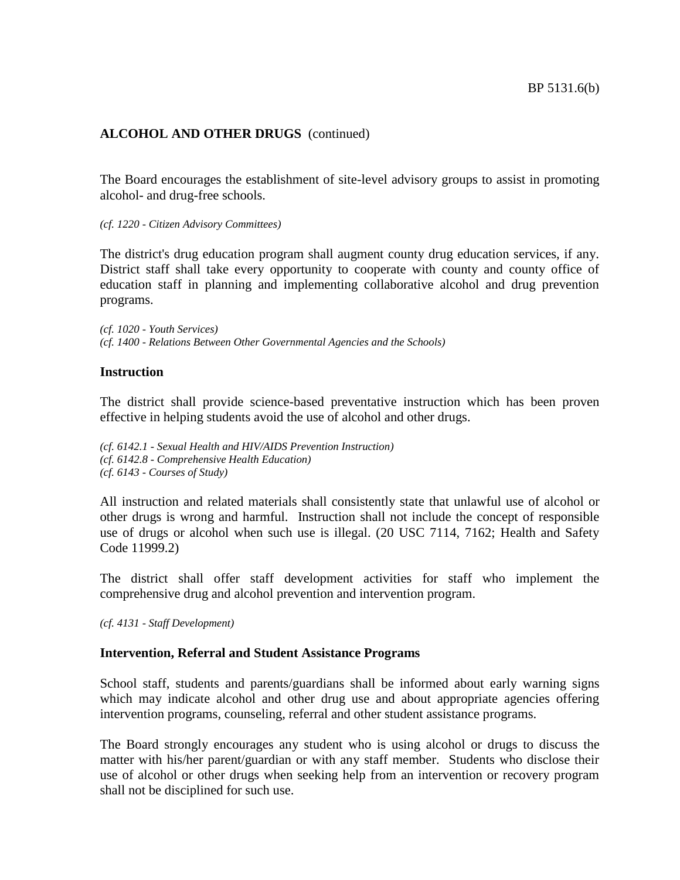**ALCOHOL AND OTHER DRUGS** (continued)

The Board encourages the establishment of site-level advisory groups to assist in promoting alcohol- and drug-free schools.

*(cf. 1220 - Citizen Advisory Committees)*

The district's drug education program shall augment county drug education services, if any. District staff shall take every opportunity to cooperate with county and county office of education staff in planning and implementing collaborative alcohol and drug prevention programs.

*(cf. 1020 - Youth Services)*
*(cf. 1400 - Relations Between Other Governmental Agencies and the Schools)*

## Instruction

The district shall provide science-based preventative instruction which has been proven effective in helping students avoid the use of alcohol and other drugs.

*(cf. 6142.1 - Sexual Health and HIV/AIDS Prevention Instruction)*
*(cf. 6142.8 - Comprehensive Health Education)*
*(cf. 6143 - Courses of Study)*

All instruction and related materials shall consistently state that unlawful use of alcohol or other drugs is wrong and harmful. Instruction shall not include the concept of responsible use of drugs or alcohol when such use is illegal. (20 USC 7114, 7162; Health and Safety Code 11999.2)

The district shall offer staff development activities for staff who implement the comprehensive drug and alcohol prevention and intervention program.

*(cf. 4131 - Staff Development)*

## Intervention, Referral and Student Assistance Programs

School staff, students and parents/guardians shall be informed about early warning signs which may indicate alcohol and other drug use and about appropriate agencies offering intervention programs, counseling, referral and other student assistance programs.

The Board strongly encourages any student who is using alcohol or drugs to discuss the matter with his/her parent/guardian or with any staff member. Students who disclose their use of alcohol or other drugs when seeking help from an intervention or recovery program shall not be disciplined for such use.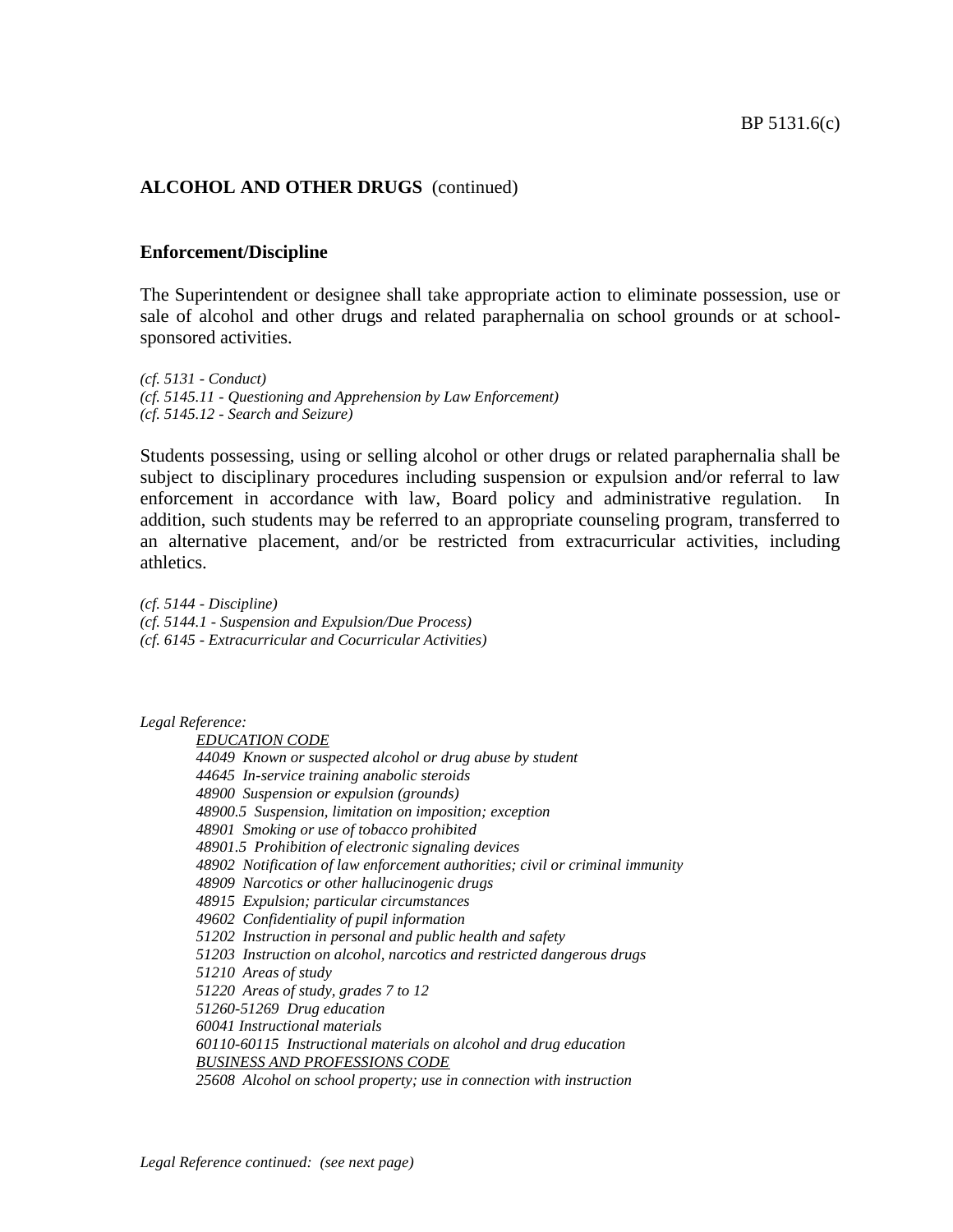## ALCOHOL AND OTHER DRUGS (continued)

### Enforcement/Discipline

The Superintendent or designee shall take appropriate action to eliminate possession, use or sale of alcohol and other drugs and related paraphernalia on school grounds or at school-sponsored activities.

*(cf. 5131 - Conduct)*
*(cf. 5145.11 - Questioning and Apprehension by Law Enforcement)*
*(cf. 5145.12 - Search and Seizure)*

Students possessing, using or selling alcohol or other drugs or related paraphernalia shall be subject to disciplinary procedures including suspension or expulsion and/or referral to law enforcement in accordance with law, Board policy and administrative regulation. In addition, such students may be referred to an appropriate counseling program, transferred to an alternative placement, and/or be restricted from extracurricular activities, including athletics.

*(cf. 5144 - Discipline)*
*(cf. 5144.1 - Suspension and Expulsion/Due Process)*
*(cf. 6145 - Extracurricular and Cocurricular Activities)*

*Legal Reference:*

*EDUCATION CODE*
*44049 Known or suspected alcohol or drug abuse by student*
*44645 In-service training anabolic steroids*
*48900 Suspension or expulsion (grounds)*
*48900.5 Suspension, limitation on imposition; exception*
*48901 Smoking or use of tobacco prohibited*
*48901.5 Prohibition of electronic signaling devices*
*48902 Notification of law enforcement authorities; civil or criminal immunity*
*48909 Narcotics or other hallucinogenic drugs*
*48915 Expulsion; particular circumstances*
*49602 Confidentiality of pupil information*
*51202 Instruction in personal and public health and safety*
*51203 Instruction on alcohol, narcotics and restricted dangerous drugs*
*51210 Areas of study*
*51220 Areas of study, grades 7 to 12*
*51260-51269 Drug education*
*60041 Instructional materials*
*60110-60115 Instructional materials on alcohol and drug education*
*BUSINESS AND PROFESSIONS CODE*
*25608 Alcohol on school property; use in connection with instruction*

*Legal Reference continued: (see next page)*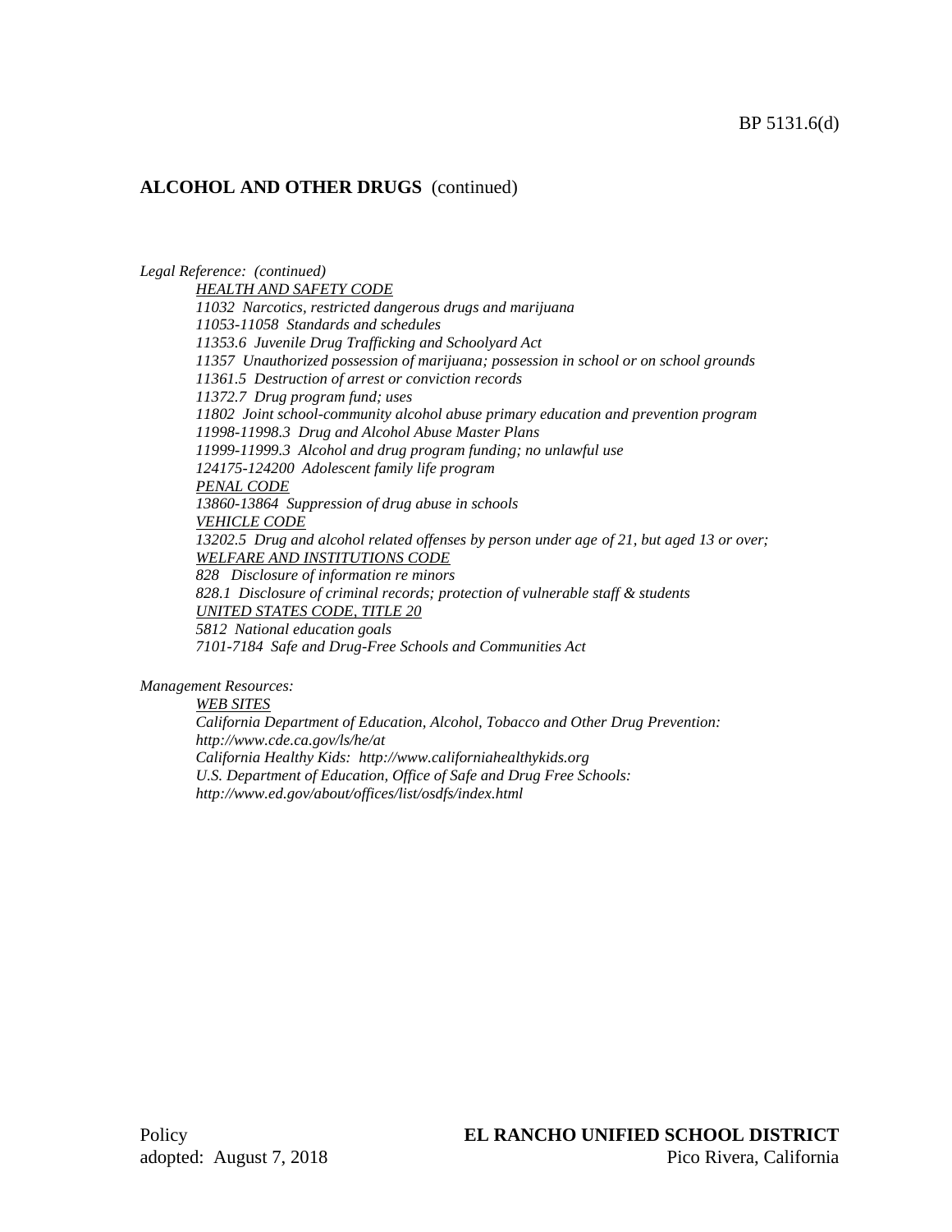## ALCOHOL AND OTHER DRUGS (continued)

*Legal Reference: (continued)*

*HEALTH AND SAFETY CODE*
*11032 Narcotics, restricted dangerous drugs and marijuana*
*11053-11058 Standards and schedules*
*11353.6 Juvenile Drug Trafficking and Schoolyard Act*
*11357 Unauthorized possession of marijuana; possession in school or on school grounds*
*11361.5 Destruction of arrest or conviction records*
*11372.7 Drug program fund; uses*
*11802 Joint school-community alcohol abuse primary education and prevention program*
*11998-11998.3 Drug and Alcohol Abuse Master Plans*
*11999-11999.3 Alcohol and drug program funding; no unlawful use*
*124175-124200 Adolescent family life program*
*PENAL CODE*
*13860-13864 Suppression of drug abuse in schools*
*VEHICLE CODE*
*13202.5 Drug and alcohol related offenses by person under age of 21, but aged 13 or over;*
*WELFARE AND INSTITUTIONS CODE*
*828 Disclosure of information re minors*
*828.1 Disclosure of criminal records; protection of vulnerable staff & students*
*UNITED STATES CODE, TITLE 20*
*5812 National education goals*
*7101-7184 Safe and Drug-Free Schools and Communities Act*

*Management Resources:*

*WEB SITES*
*California Department of Education, Alcohol, Tobacco and Other Drug Prevention: http://www.cde.ca.gov/ls/he/at*
*California Healthy Kids: http://www.californiahealthykids.org*
*U.S. Department of Education, Office of Safe and Drug Free Schools: http://www.ed.gov/about/offices/list/osdfs/index.html*

Policy
adopted: August 7, 2018

**EL RANCHO UNIFIED SCHOOL DISTRICT**
Pico Rivera, California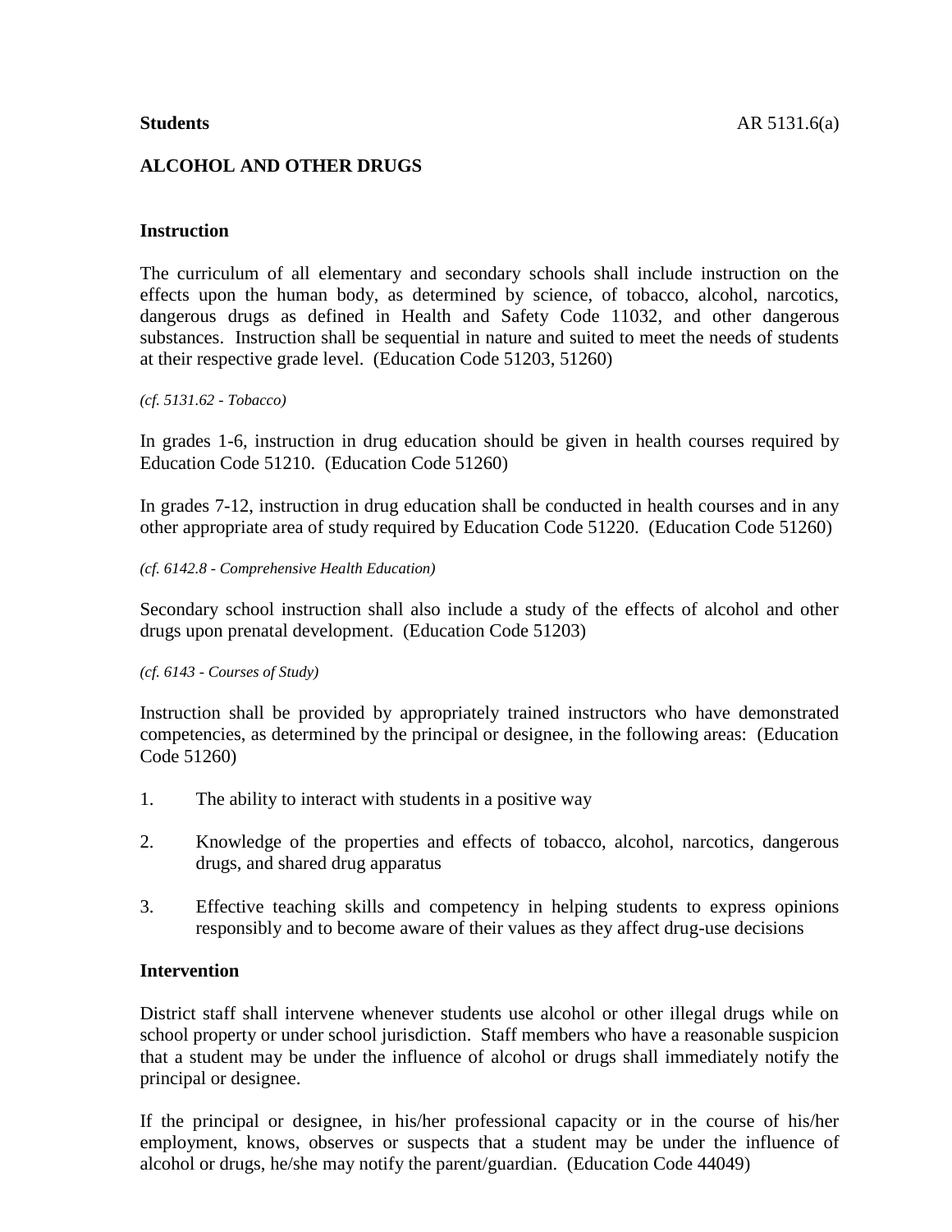**Students** AR 5131.6(a)

## ALCOHOL AND OTHER DRUGS

### Instruction

The curriculum of all elementary and secondary schools shall include instruction on the effects upon the human body, as determined by science, of tobacco, alcohol, narcotics, dangerous drugs as defined in Health and Safety Code 11032, and other dangerous substances. Instruction shall be sequential in nature and suited to meet the needs of students at their respective grade level. (Education Code 51203, 51260)

*(cf. 5131.62 - Tobacco)*

In grades 1-6, instruction in drug education should be given in health courses required by Education Code 51210. (Education Code 51260)

In grades 7-12, instruction in drug education shall be conducted in health courses and in any other appropriate area of study required by Education Code 51220. (Education Code 51260)

*(cf. 6142.8 - Comprehensive Health Education)*

Secondary school instruction shall also include a study of the effects of alcohol and other drugs upon prenatal development. (Education Code 51203)

*(cf. 6143 - Courses of Study)*

Instruction shall be provided by appropriately trained instructors who have demonstrated competencies, as determined by the principal or designee, in the following areas: (Education Code 51260)

1. The ability to interact with students in a positive way
2. Knowledge of the properties and effects of tobacco, alcohol, narcotics, dangerous drugs, and shared drug apparatus
3. Effective teaching skills and competency in helping students to express opinions responsibly and to become aware of their values as they affect drug-use decisions

### Intervention

District staff shall intervene whenever students use alcohol or other illegal drugs while on school property or under school jurisdiction. Staff members who have a reasonable suspicion that a student may be under the influence of alcohol or drugs shall immediately notify the principal or designee.

If the principal or designee, in his/her professional capacity or in the course of his/her employment, knows, observes or suspects that a student may be under the influence of alcohol or drugs, he/she may notify the parent/guardian. (Education Code 44049)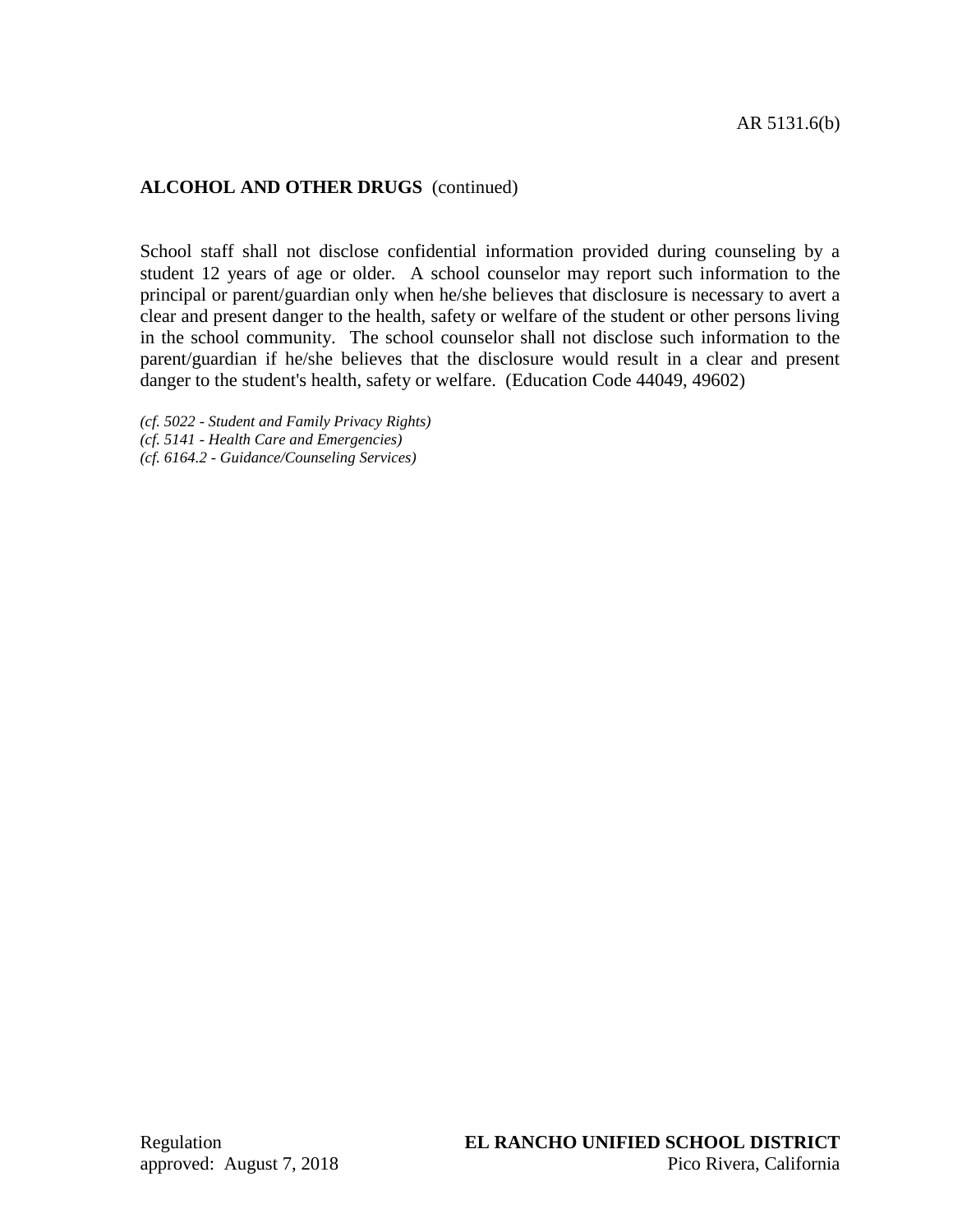**ALCOHOL AND OTHER DRUGS** (continued)

School staff shall not disclose confidential information provided during counseling by a student 12 years of age or older. A school counselor may report such information to the principal or parent/guardian only when he/she believes that disclosure is necessary to avert a clear and present danger to the health, safety or welfare of the student or other persons living in the school community. The school counselor shall not disclose such information to the parent/guardian if he/she believes that the disclosure would result in a clear and present danger to the student's health, safety or welfare. (Education Code 44049, 49602)

*(cf. 5022 - Student and Family Privacy Rights)*
*(cf. 5141 - Health Care and Emergencies)*
*(cf. 6164.2 - Guidance/Counseling Services)*

Regulation
approved: August 7, 2018

**EL RANCHO UNIFIED SCHOOL DISTRICT**
Pico Rivera, California